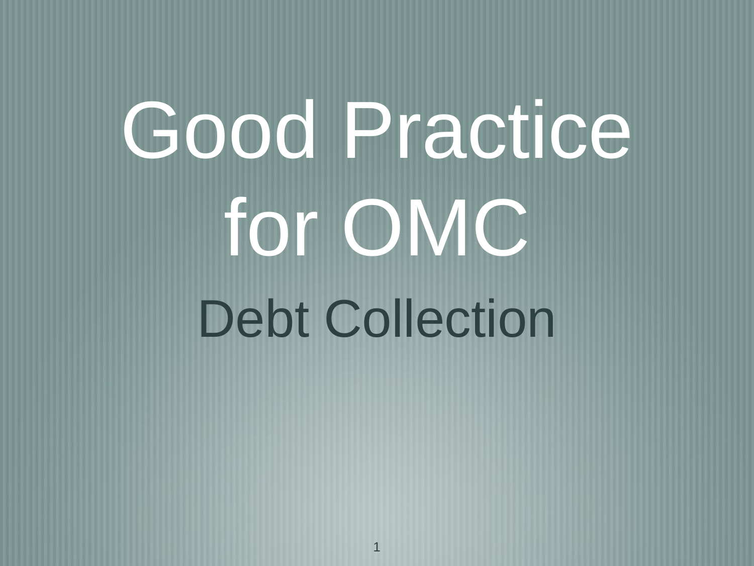# Good Practice for OMC

## Debt Collection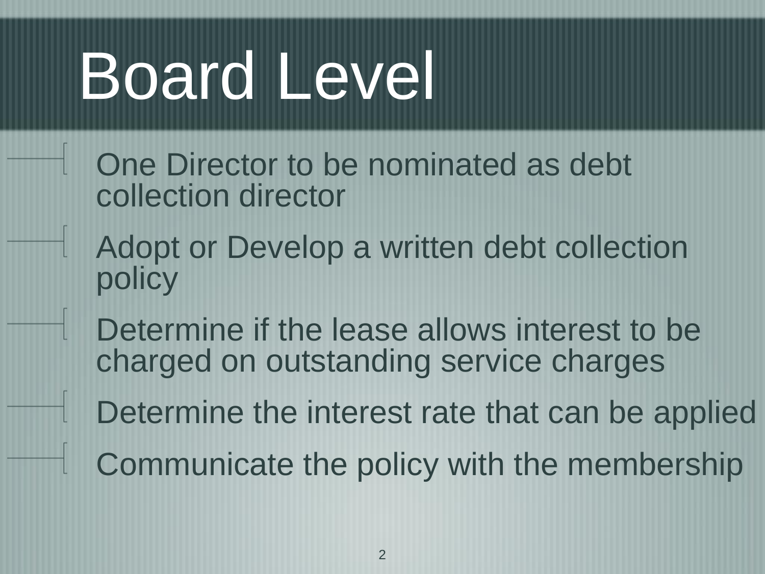# Board Level

- One Director to be nominated as debt collection director
- Adopt or Develop a written debt collection policy
- Determine if the lease allows interest to be charged on outstanding service charges
- Determine the interest rate that can be applied
- Communicate the policy with the membership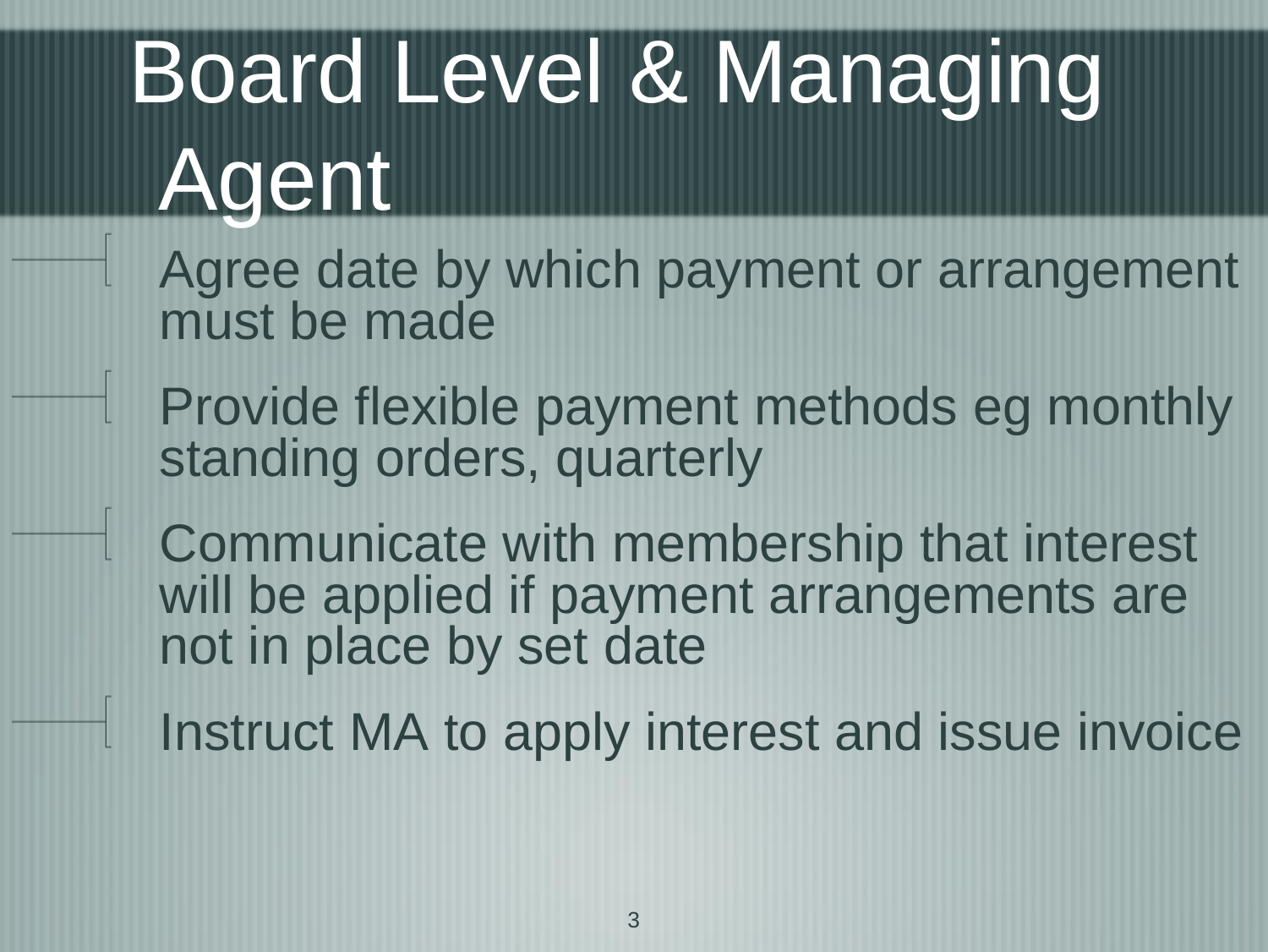# Board Level & Managing Agent

- Agree date by which payment or arrangement must be made
- Provide flexible payment methods eg monthly standing orders, quarterly
- Communicate with membership that interest will be applied if payment arrangements are not in place by set date
- Instruct MA to apply interest and issue invoice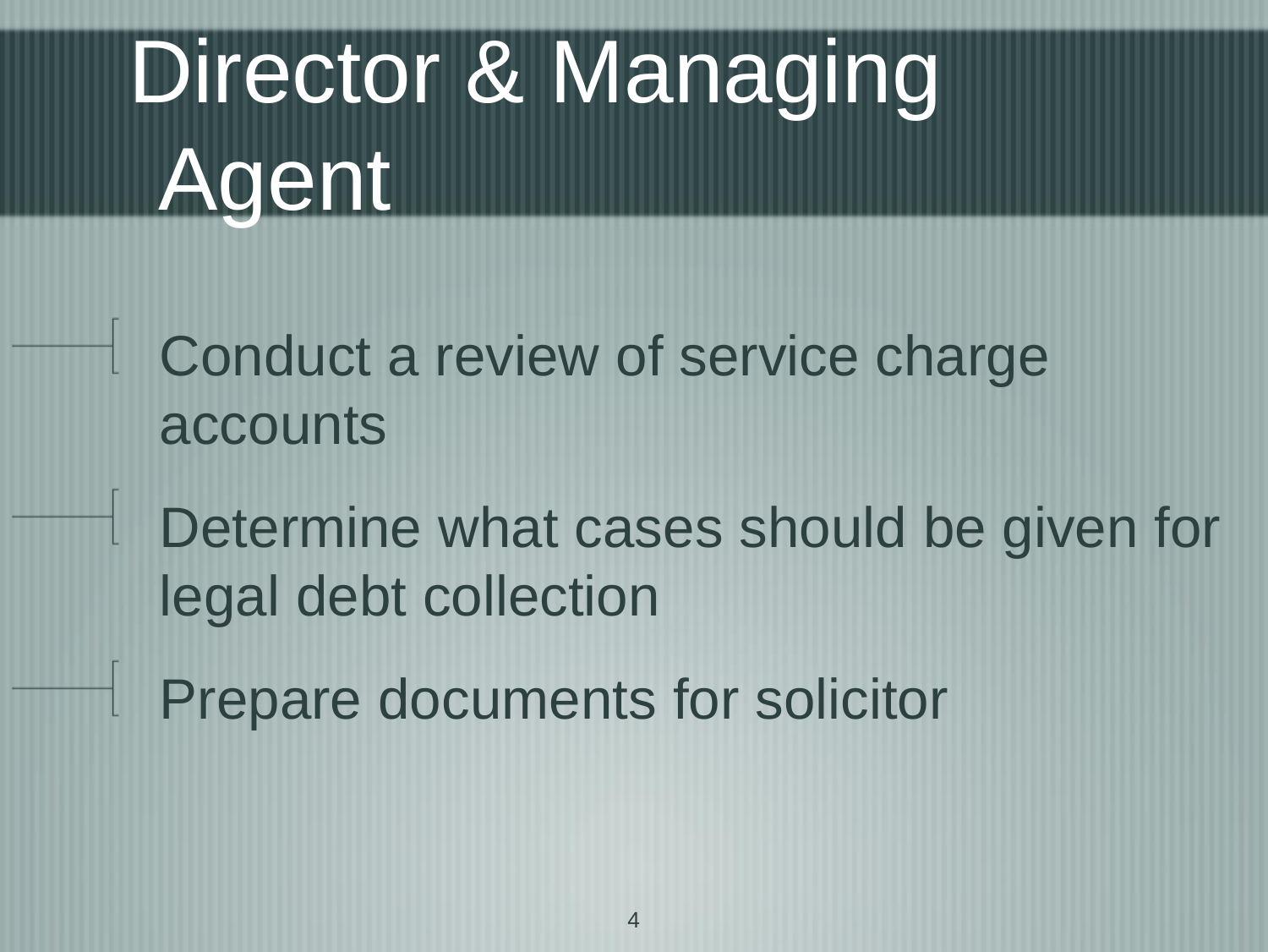# Director & Managing Agent

- Conduct a review of service charge accounts
- Determine what cases should be given for legal debt collection
- Prepare documents for solicitor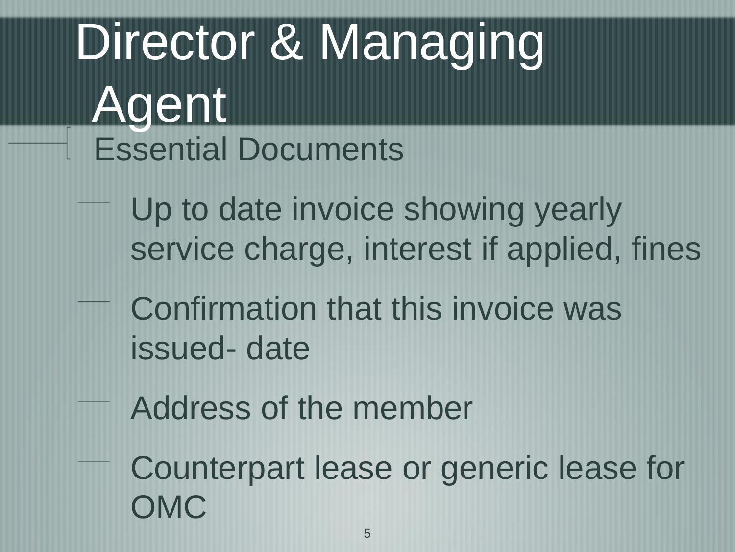# Director & Managing Agent

- Essential Documents
  - Up to date invoice showing yearly service charge, interest if applied, fines
  - Confirmation that this invoice was issued- date
  - Address of the member
  - Counterpart lease or generic lease for OMC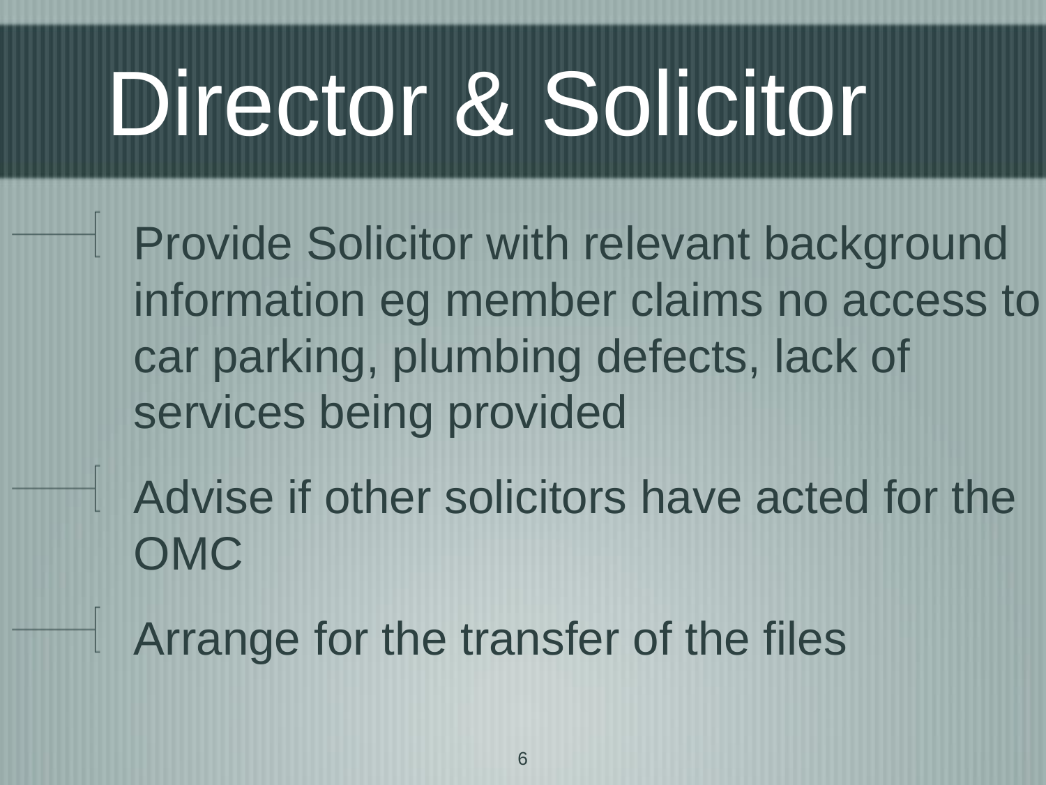# Director & Solicitor

- Provide Solicitor with relevant background information eg member claims no access to car parking, plumbing defects, lack of services being provided
- Advise if other solicitors have acted for the OMC
- Arrange for the transfer of the files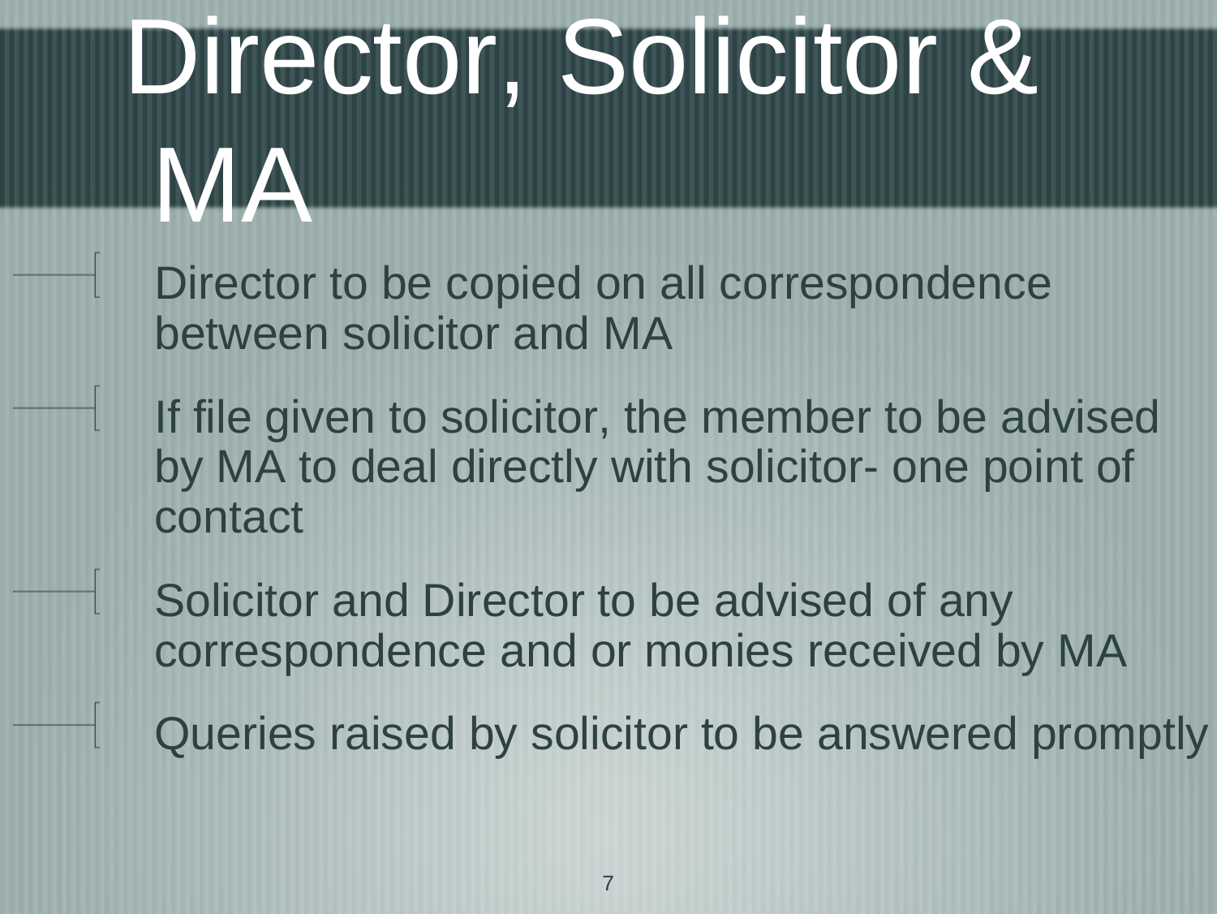# Director, Solicitor & MA

- Director to be copied on all correspondence between solicitor and MA
- If file given to solicitor, the member to be advised by MA to deal directly with solicitor- one point of contact
- Solicitor and Director to be advised of any correspondence and or monies received by MA
- Queries raised by solicitor to be answered promptly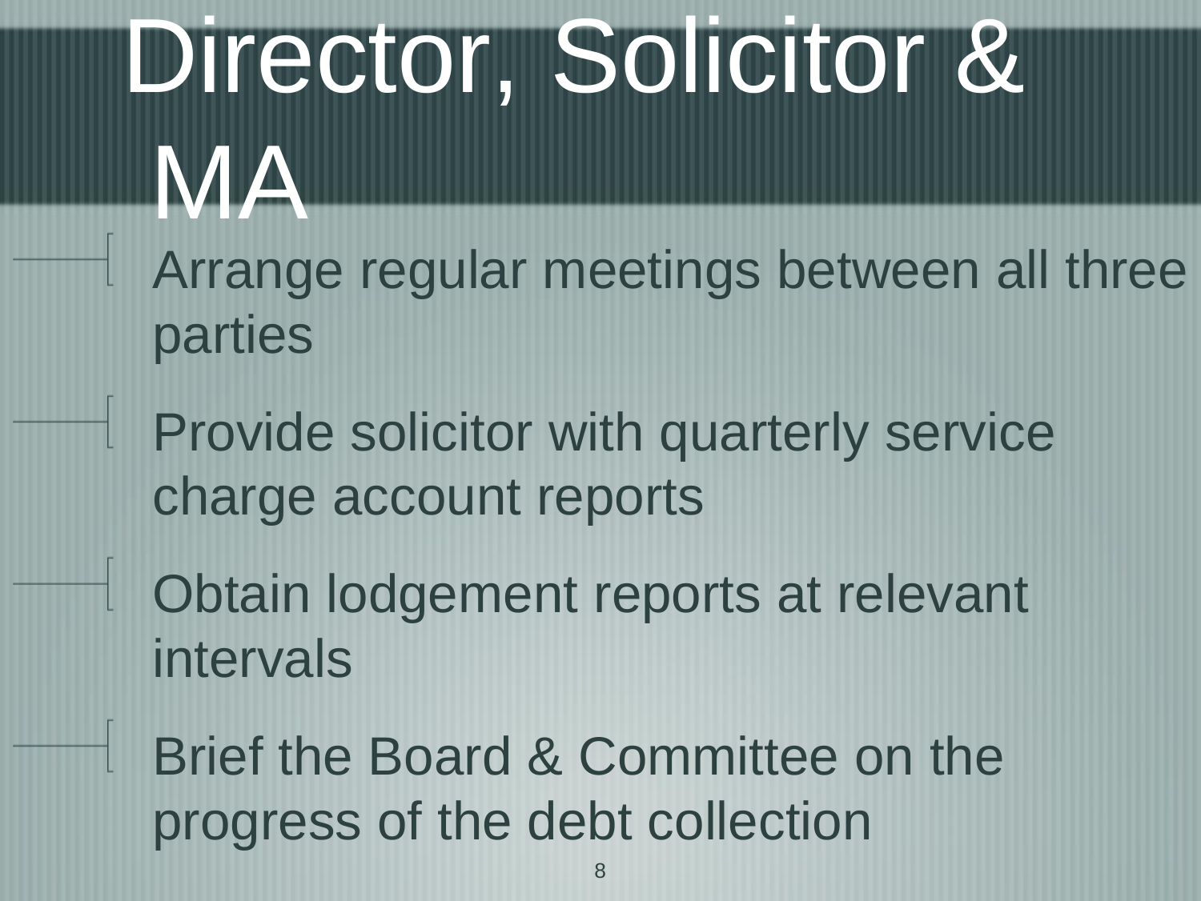# Director, Solicitor & MA

- Arrange regular meetings between all three parties
- Provide solicitor with quarterly service charge account reports
- Obtain lodgement reports at relevant intervals
- Brief the Board & Committee on the progress of the debt collection